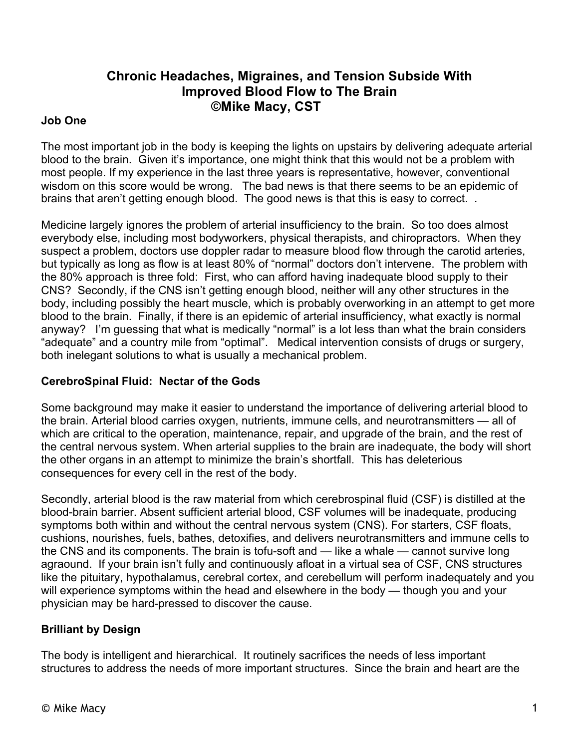# Chronic Headaches, Migraines, and Tension Subside With Improved Blood Flow to The Brain

**©Mike Macy, CST**

## Job One

The most important job in the body is keeping the lights on upstairs by delivering adequate arterial blood to the brain. Given it's importance, one might think that this would not be a problem with most people. If my experience in the last three years is representative, however, conventional wisdom on this score would be wrong. The bad news is that there seems to be an epidemic of brains that aren't getting enough blood. The good news is that this is easy to correct. .

Medicine largely ignores the problem of arterial insufficiency to the brain. So too does almost everybody else, including most bodyworkers, physical therapists, and chiropractors. When they suspect a problem, doctors use doppler radar to measure blood flow through the carotid arteries, but typically as long as flow is at least 80% of "normal" doctors don't intervene. The problem with the 80% approach is three fold: First, who can afford having inadequate blood supply to their CNS? Secondly, if the CNS isn't getting enough blood, neither will any other structures in the body, including possibly the heart muscle, which is probably overworking in an attempt to get more blood to the brain. Finally, if there is an epidemic of arterial insufficiency, what exactly is normal anyway? I'm guessing that what is medically "normal" is a lot less than what the brain considers "adequate" and a country mile from "optimal". Medical intervention consists of drugs or surgery, both inelegant solutions to what is usually a mechanical problem.

## CerebroSpinal Fluid: Nectar of the Gods

Some background may make it easier to understand the importance of delivering arterial blood to the brain. Arterial blood carries oxygen, nutrients, immune cells, and neurotransmitters — all of which are critical to the operation, maintenance, repair, and upgrade of the brain, and the rest of the central nervous system. When arterial supplies to the brain are inadequate, the body will short the other organs in an attempt to minimize the brain's shortfall. This has deleterious consequences for every cell in the rest of the body.

Secondly, arterial blood is the raw material from which cerebrospinal fluid (CSF) is distilled at the blood-brain barrier. Absent sufficient arterial blood, CSF volumes will be inadequate, producing symptoms both within and without the central nervous system (CNS). For starters, CSF floats, cushions, nourishes, fuels, bathes, detoxifies, and delivers neurotransmitters and immune cells to the CNS and its components. The brain is tofu-soft and — like a whale — cannot survive long agraound. If your brain isn't fully and continuously afloat in a virtual sea of CSF, CNS structures like the pituitary, hypothalamus, cerebral cortex, and cerebellum will perform inadequately and you will experience symptoms within the head and elsewhere in the body — though you and your physician may be hard-pressed to discover the cause.

## Brilliant by Design

The body is intelligent and hierarchical. It routinely sacrifices the needs of less important structures to address the needs of more important structures. Since the brain and heart are the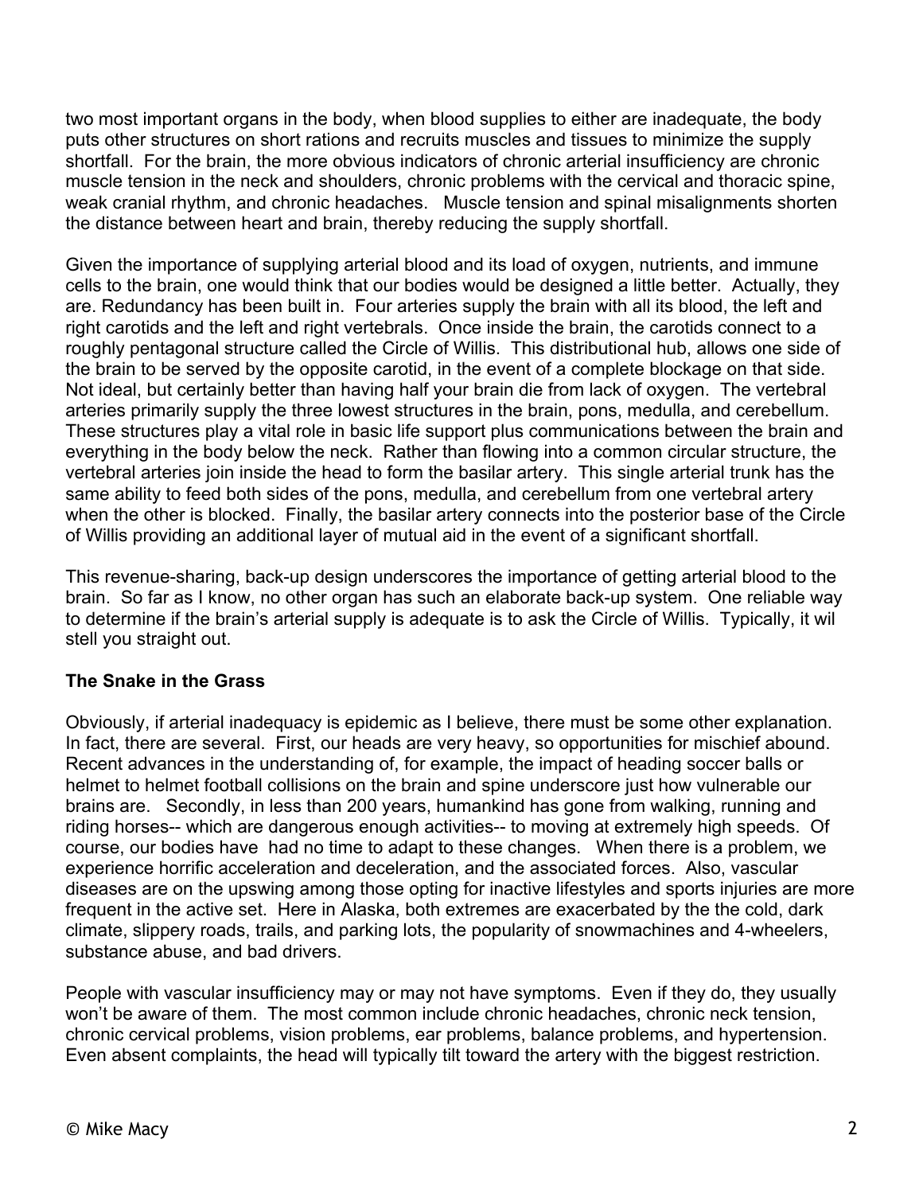two most important organs in the body, when blood supplies to either are inadequate, the body puts other structures on short rations and recruits muscles and tissues to minimize the supply shortfall. For the brain, the more obvious indicators of chronic arterial insufficiency are chronic muscle tension in the neck and shoulders, chronic problems with the cervical and thoracic spine, weak cranial rhythm, and chronic headaches. Muscle tension and spinal misalignments shorten the distance between heart and brain, thereby reducing the supply shortfall.

Given the importance of supplying arterial blood and its load of oxygen, nutrients, and immune cells to the brain, one would think that our bodies would be designed a little better. Actually, they are. Redundancy has been built in. Four arteries supply the brain with all its blood, the left and right carotids and the left and right vertebrals. Once inside the brain, the carotids connect to a roughly pentagonal structure called the Circle of Willis. This distributional hub, allows one side of the brain to be served by the opposite carotid, in the event of a complete blockage on that side. Not ideal, but certainly better than having half your brain die from lack of oxygen. The vertebral arteries primarily supply the three lowest structures in the brain, pons, medulla, and cerebellum. These structures play a vital role in basic life support plus communications between the brain and everything in the body below the neck. Rather than flowing into a common circular structure, the vertebral arteries join inside the head to form the basilar artery. This single arterial trunk has the same ability to feed both sides of the pons, medulla, and cerebellum from one vertebral artery when the other is blocked. Finally, the basilar artery connects into the posterior base of the Circle of Willis providing an additional layer of mutual aid in the event of a significant shortfall.

This revenue-sharing, back-up design underscores the importance of getting arterial blood to the brain. So far as I know, no other organ has such an elaborate back-up system. One reliable way to determine if the brain's arterial supply is adequate is to ask the Circle of Willis. Typically, it wil stell you straight out.

**The Snake in the Grass**

Obviously, if arterial inadequacy is epidemic as I believe, there must be some other explanation. In fact, there are several. First, our heads are very heavy, so opportunities for mischief abound. Recent advances in the understanding of, for example, the impact of heading soccer balls or helmet to helmet football collisions on the brain and spine underscore just how vulnerable our brains are. Secondly, in less than 200 years, humankind has gone from walking, running and riding horses-- which are dangerous enough activities-- to moving at extremely high speeds. Of course, our bodies have had no time to adapt to these changes. When there is a problem, we experience horrific acceleration and deceleration, and the associated forces. Also, vascular diseases are on the upswing among those opting for inactive lifestyles and sports injuries are more frequent in the active set. Here in Alaska, both extremes are exacerbated by the the cold, dark climate, slippery roads, trails, and parking lots, the popularity of snowmachines and 4-wheelers, substance abuse, and bad drivers.

People with vascular insufficiency may or may not have symptoms. Even if they do, they usually won't be aware of them. The most common include chronic headaches, chronic neck tension, chronic cervical problems, vision problems, ear problems, balance problems, and hypertension. Even absent complaints, the head will typically tilt toward the artery with the biggest restriction.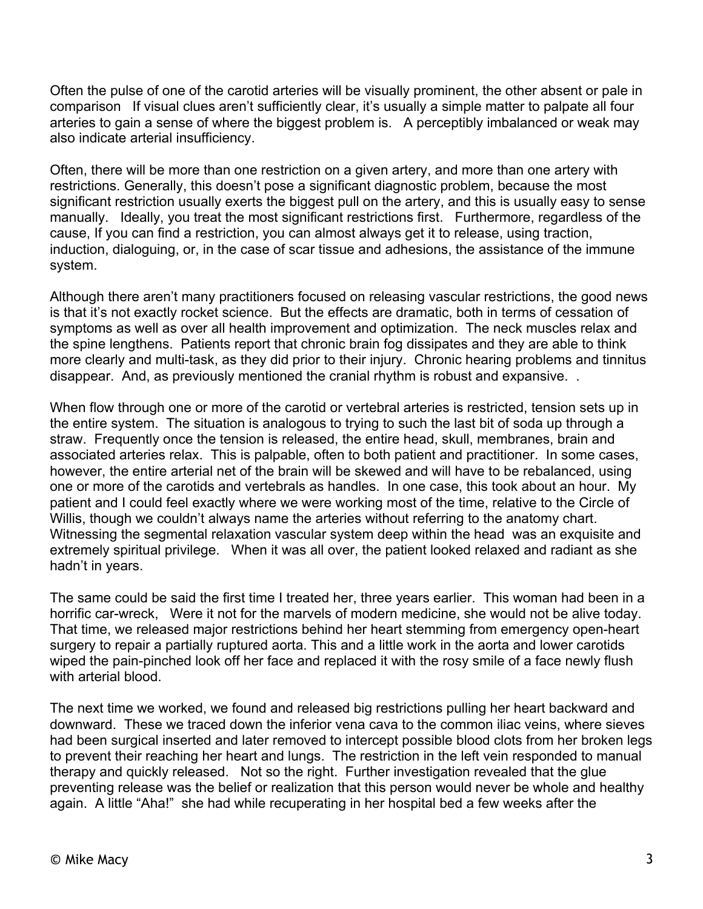Often the pulse of one of the carotid arteries will be visually prominent, the other absent or pale in comparison  If visual clues aren't sufficiently clear, it's usually a simple matter to palpate all four arteries to gain a sense of where the biggest problem is.  A perceptibly imbalanced or weak may also indicate arterial insufficiency.

Often, there will be more than one restriction on a given artery, and more than one artery with restrictions. Generally, this doesn't pose a significant diagnostic problem, because the most significant restriction usually exerts the biggest pull on the artery, and this is usually easy to sense manually.  Ideally, you treat the most significant restrictions first.  Furthermore, regardless of the cause, If you can find a restriction, you can almost always get it to release, using traction, induction, dialoguing, or, in the case of scar tissue and adhesions, the assistance of the immune system.

Although there aren't many practitioners focused on releasing vascular restrictions, the good news is that it's not exactly rocket science.  But the effects are dramatic, both in terms of cessation of symptoms as well as over all health improvement and optimization.  The neck muscles relax and the spine lengthens.  Patients report that chronic brain fog dissipates and they are able to think more clearly and multi-task, as they did prior to their injury.  Chronic hearing problems and tinnitus disappear.  And, as previously mentioned the cranial rhythm is robust and expansive.  .

When flow through one or more of the carotid or vertebral arteries is restricted, tension sets up in the entire system.  The situation is analogous to trying to such the last bit of soda up through a straw.  Frequently once the tension is released, the entire head, skull, membranes, brain and associated arteries relax.  This is palpable, often to both patient and practitioner.  In some cases, however, the entire arterial net of the brain will be skewed and will have to be rebalanced, using one or more of the carotids and vertebrals as handles.  In one case, this took about an hour.  My patient and I could feel exactly where we were working most of the time, relative to the Circle of Willis, though we couldn't always name the arteries without referring to the anatomy chart. Witnessing the segmental relaxation vascular system deep within the head  was an exquisite and extremely spiritual privilege.  When it was all over, the patient looked relaxed and radiant as she hadn't in years.

The same could be said the first time I treated her, three years earlier.  This woman had been in a horrific car-wreck,  Were it not for the marvels of modern medicine, she would not be alive today. That time, we released major restrictions behind her heart stemming from emergency open-heart surgery to repair a partially ruptured aorta. This and a little work in the aorta and lower carotids wiped the pain-pinched look off her face and replaced it with the rosy smile of a face newly flush with arterial blood.

The next time we worked, we found and released big restrictions pulling her heart backward and downward.  These we traced down the inferior vena cava to the common iliac veins, where sieves had been surgical inserted and later removed to intercept possible blood clots from her broken legs to prevent their reaching her heart and lungs.  The restriction in the left vein responded to manual therapy and quickly released.  Not so the right.  Further investigation revealed that the glue preventing release was the belief or realization that this person would never be whole and healthy again.  A little "Aha!"  she had while recuperating in her hospital bed a few weeks after the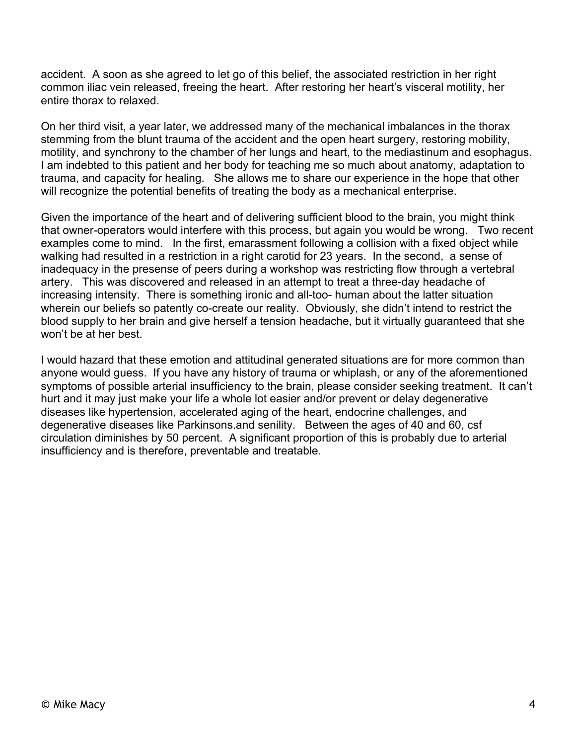accident. A soon as she agreed to let go of this belief, the associated restriction in her right common iliac vein released, freeing the heart. After restoring her heart's visceral motility, her entire thorax to relaxed.

On her third visit, a year later, we addressed many of the mechanical imbalances in the thorax stemming from the blunt trauma of the accident and the open heart surgery, restoring mobility, motility, and synchrony to the chamber of her lungs and heart, to the mediastinum and esophagus. I am indebted to this patient and her body for teaching me so much about anatomy, adaptation to trauma, and capacity for healing. She allows me to share our experience in the hope that other will recognize the potential benefits of treating the body as a mechanical enterprise.

Given the importance of the heart and of delivering sufficient blood to the brain, you might think that owner-operators would interfere with this process, but again you would be wrong. Two recent examples come to mind. In the first, emarassment following a collision with a fixed object while walking had resulted in a restriction in a right carotid for 23 years. In the second, a sense of inadequacy in the presense of peers during a workshop was restricting flow through a vertebral artery. This was discovered and released in an attempt to treat a three-day headache of increasing intensity. There is something ironic and all-too- human about the latter situation wherein our beliefs so patently co-create our reality. Obviously, she didn't intend to restrict the blood supply to her brain and give herself a tension headache, but it virtually guaranteed that she won't be at her best.

I would hazard that these emotion and attitudinal generated situations are for more common than anyone would guess. If you have any history of trauma or whiplash, or any of the aforementioned symptoms of possible arterial insufficiency to the brain, please consider seeking treatment. It can't hurt and it may just make your life a whole lot easier and/or prevent or delay degenerative diseases like hypertension, accelerated aging of the heart, endocrine challenges, and degenerative diseases like Parkinsons.and senility. Between the ages of 40 and 60, csf circulation diminishes by 50 percent. A significant proportion of this is probably due to arterial insufficiency and is therefore, preventable and treatable.

© Mike Macy